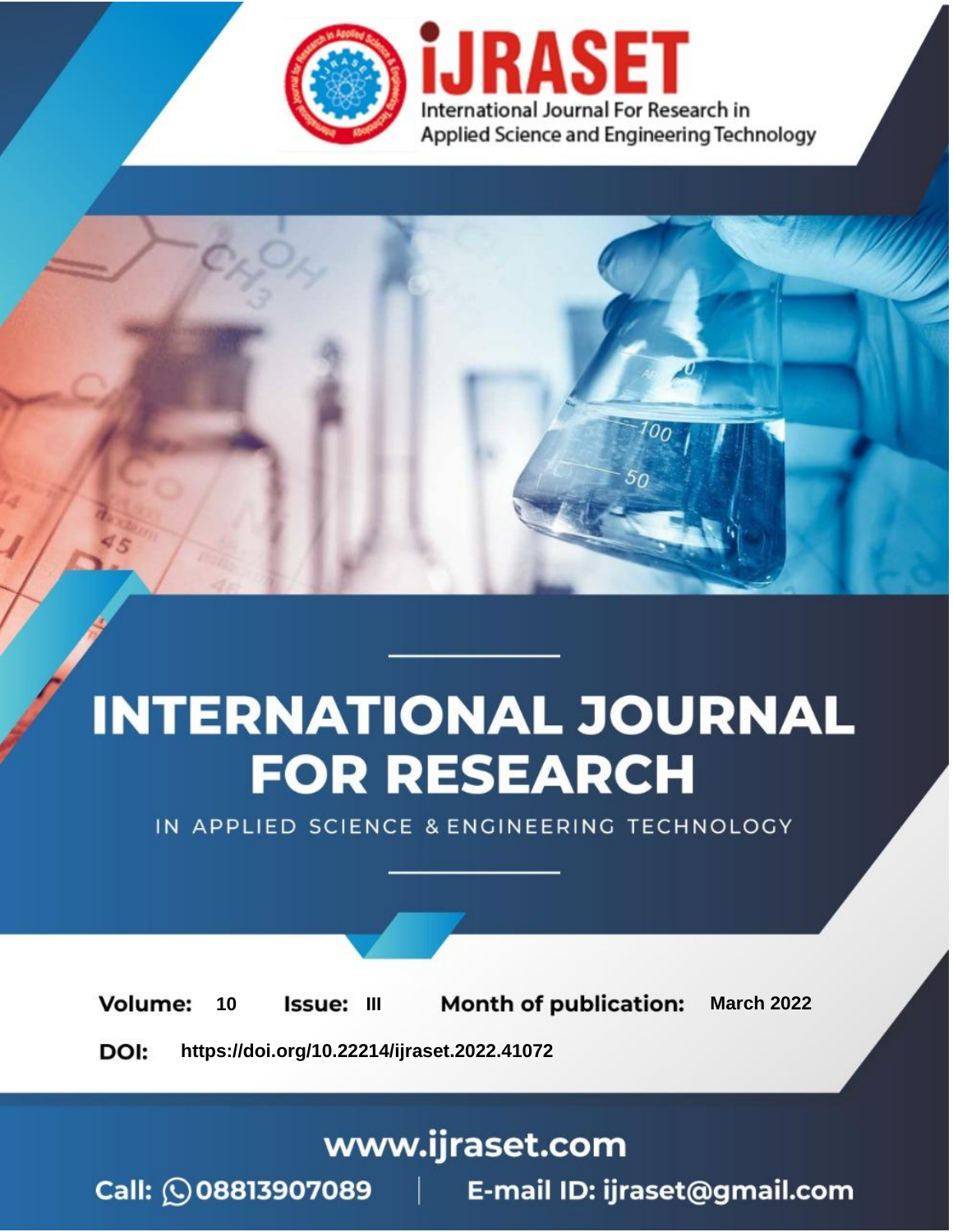iJRASET

International Journal For Research in Applied Science and Engineering Technology

# INTERNATIONAL JOURNAL FOR RESEARCH

IN APPLIED SCIENCE & ENGINEERING TECHNOLOGY

**Volume:** 10 **Issue:** III **Month of publication:** March 2022

**DOI:** https://doi.org/10.22214/ijraset.2022.41072

www.ijraset.com

Call: 08813907089 | E-mail ID: ijraset@gmail.com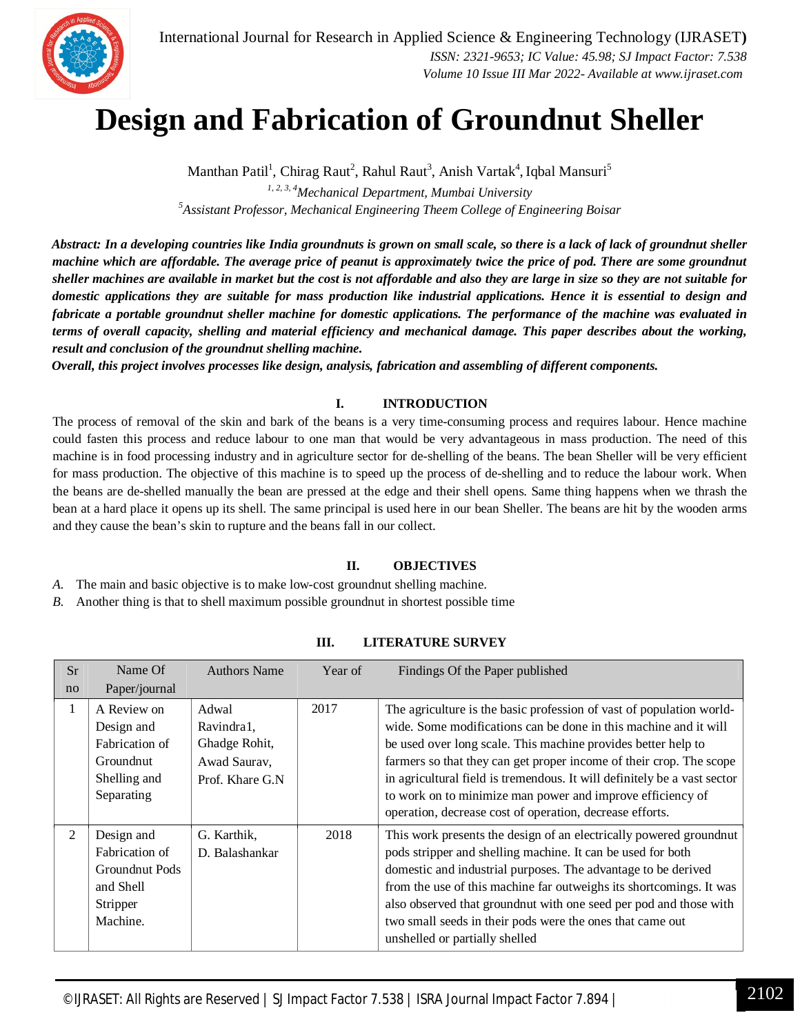# Design and Fabrication of Groundnut Sheller

Manthan Patil[1], Chirag Raut[2], Rahul Raut[3], Anish Vartak[4], Iqbal Mansuri[5]

*[1, 2, 3, 4]Mechanical Department, Mumbai University*

*[5]Assistant Professor, Mechanical Engineering Theem College of Engineering Boisar*

***Abstract:** In a developing countries like India groundnuts is grown on small scale, so there is a lack of lack of groundnut sheller machine which are affordable. The average price of peanut is approximately twice the price of pod. There are some groundnut sheller machines are available in market but the cost is not affordable and also they are large in size so they are not suitable for domestic applications they are suitable for mass production like industrial applications. Hence it is essential to design and fabricate a portable groundnut sheller machine for domestic applications. The performance of the machine was evaluated in terms of overall capacity, shelling and material efficiency and mechanical damage. This paper describes about the working, result and conclusion of the groundnut shelling machine.*

***Overall, this project involves processes like design, analysis, fabrication and assembling of different components.***

## I. INTRODUCTION

The process of removal of the skin and bark of the beans is a very time-consuming process and requires labour. Hence machine could fasten this process and reduce labour to one man that would be very advantageous in mass production. The need of this machine is in food processing industry and in agriculture sector for de-shelling of the beans. The bean Sheller will be very efficient for mass production. The objective of this machine is to speed up the process of de-shelling and to reduce the labour work. When the beans are de-shelled manually the bean are pressed at the edge and their shell opens. Same thing happens when we thrash the bean at a hard place it opens up its shell. The same principal is used here in our bean Sheller. The beans are hit by the wooden arms and they cause the bean's skin to rupture and the beans fall in our collect.

## II. OBJECTIVES

*A.* The main and basic objective is to make low-cost groundnut shelling machine.

*B.* Another thing is that to shell maximum possible groundnut in shortest possible time

## III. LITERATURE SURVEY

| Sr no | Name Of Paper/journal | Authors Name | Year of | Findings Of the Paper published |
|---|---|---|---|---|
| 1 | A Review on Design and Fabrication of Groundnut Shelling and Separating | Adwal Ravindra1, Ghadge Rohit, Awad Saurav, Prof. Khare G.N | 2017 | The agriculture is the basic profession of vast of population world-wide. Some modifications can be done in this machine and it will be used over long scale. This machine provides better help to farmers so that they can get proper income of their crop. The scope in agricultural field is tremendous. It will definitely be a vast sector to work on to minimize man power and improve efficiency of operation, decrease cost of operation, decrease efforts. |
| 2 | Design and Fabrication of Groundnut Pods and Shell Stripper Machine. | G. Karthik, D. Balashankar | 2018 | This work presents the design of an electrically powered groundnut pods stripper and shelling machine. It can be used for both domestic and industrial purposes. The advantage to be derived from the use of this machine far outweighs its shortcomings. It was also observed that groundnut with one seed per pod and those with two small seeds in their pods were the ones that came out unshelled or partially shelled |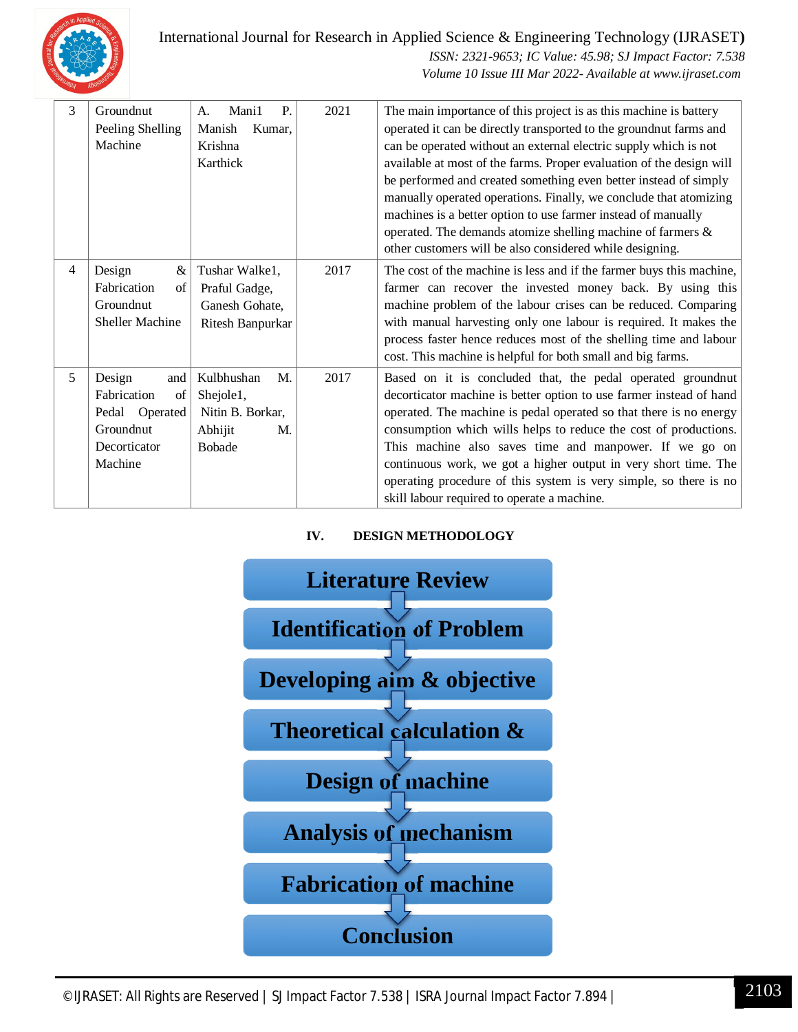| 3 | Groundnut Peeling Shelling Machine | A. Mani1 P. Manish Kumar, Krishna Karthick | 2021 | The main importance of this project is as this machine is battery operated it can be directly transported to the groundnut farms and can be operated without an external electric supply which is not available at most of the farms. Proper evaluation of the design will be performed and created something even better instead of simply manually operated operations. Finally, we conclude that atomizing machines is a better option to use farmer instead of manually operated. The demands atomize shelling machine of farmers & other customers will be also considered while designing. |
|---|---|---|---|---|
| 4 | Design & Fabrication of Groundnut Sheller Machine | Tushar Walke1, Praful Gadge, Ganesh Gohate, Ritesh Banpurkar | 2017 | The cost of the machine is less and if the farmer buys this machine, farmer can recover the invested money back. By using this machine problem of the labour crises can be reduced. Comparing with manual harvesting only one labour is required. It makes the process faster hence reduces most of the shelling time and labour cost. This machine is helpful for both small and big farms. |
| 5 | Design and Fabrication of Pedal Operated Groundnut Decorticator Machine | Kulbhushan M. Shejole1, Nitin B. Borkar, Abhijit M. Bobade | 2017 | Based on it is concluded that, the pedal operated groundnut decorticator machine is better option to use farmer instead of hand operated. The machine is pedal operated so that there is no energy consumption which wills helps to reduce the cost of productions. This machine also saves time and manpower. If we go on continuous work, we got a higher output in very short time. The operating procedure of this system is very simple, so there is no skill labour required to operate a machine. |

## IV. DESIGN METHODOLOGY

Literature Review
↓
Identification of Problem
↓
Developing aim & objective
↓
Theoretical calculation &
↓
Design of machine
↓
Analysis of mechanism
↓
Fabrication of machine
↓
Conclusion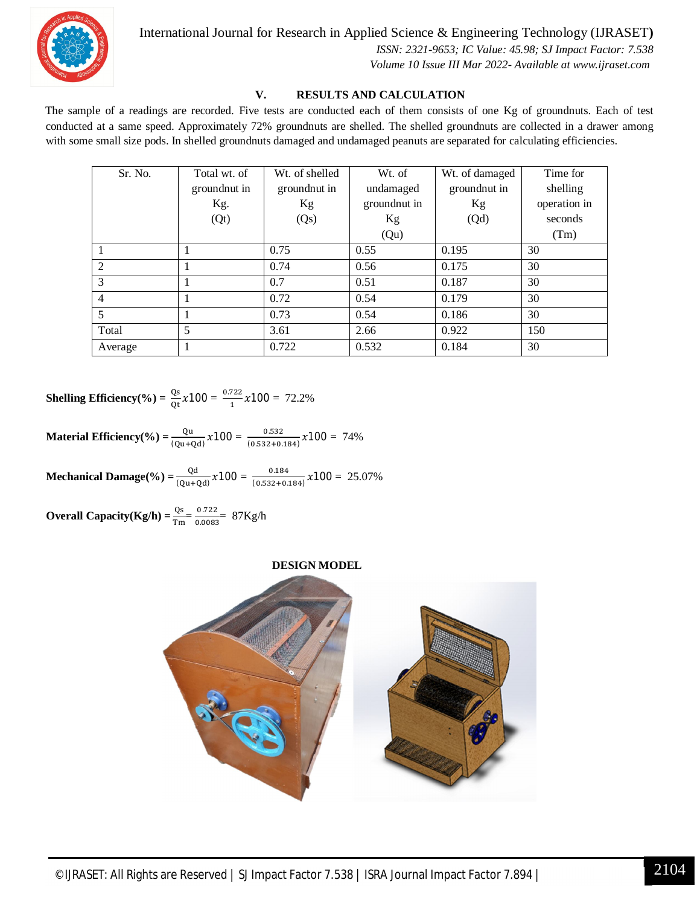## V. RESULTS AND CALCULATION

The sample of a readings are recorded. Five tests are conducted each of them consists of one Kg of groundnuts. Each of test conducted at a same speed. Approximately 72% groundnuts are shelled. The shelled groundnuts are collected in a drawer among with some small size pods. In shelled groundnuts damaged and undamaged peanuts are separated for calculating efficiencies.

| Sr. No. | Total wt. of groundnut in Kg. (Qt) | Wt. of shelled groundnut in Kg (Qs) | Wt. of undamaged groundnut in Kg (Qu) | Wt. of damaged groundnut in Kg (Qd) | Time for shelling operation in seconds (Tm) |
|---|---|---|---|---|---|
| 1 | 1 | 0.75 | 0.55 | 0.195 | 30 |
| 2 | 1 | 0.74 | 0.56 | 0.175 | 30 |
| 3 | 1 | 0.7 | 0.51 | 0.187 | 30 |
| 4 | 1 | 0.72 | 0.54 | 0.179 | 30 |
| 5 | 1 | 0.73 | 0.54 | 0.186 | 30 |
| Total | 5 | 3.61 | 2.66 | 0.922 | 150 |
| Average | 1 | 0.722 | 0.532 | 0.184 | 30 |

**Shelling Efficiency(%)** = $\frac{Qs}{Qt} x100 = \frac{0.722}{1} x100 = 72.2\%$

**Material Efficiency(%)** = $\frac{Qu}{(Qu+Qd)} x100 = \frac{0.532}{(0.532+0.184)} x100 = 74\%$

**Mechanical Damage(%)** = $\frac{Qd}{(Qu+Qd)} x100 = \frac{0.184}{(0.532+0.184)} x100 = 25.07\%$

**Overall Capacity(Kg/h)** = $\frac{Qs}{Tm} = \frac{0.722}{0.0083} =$ 87Kg/h

**DESIGN MODEL**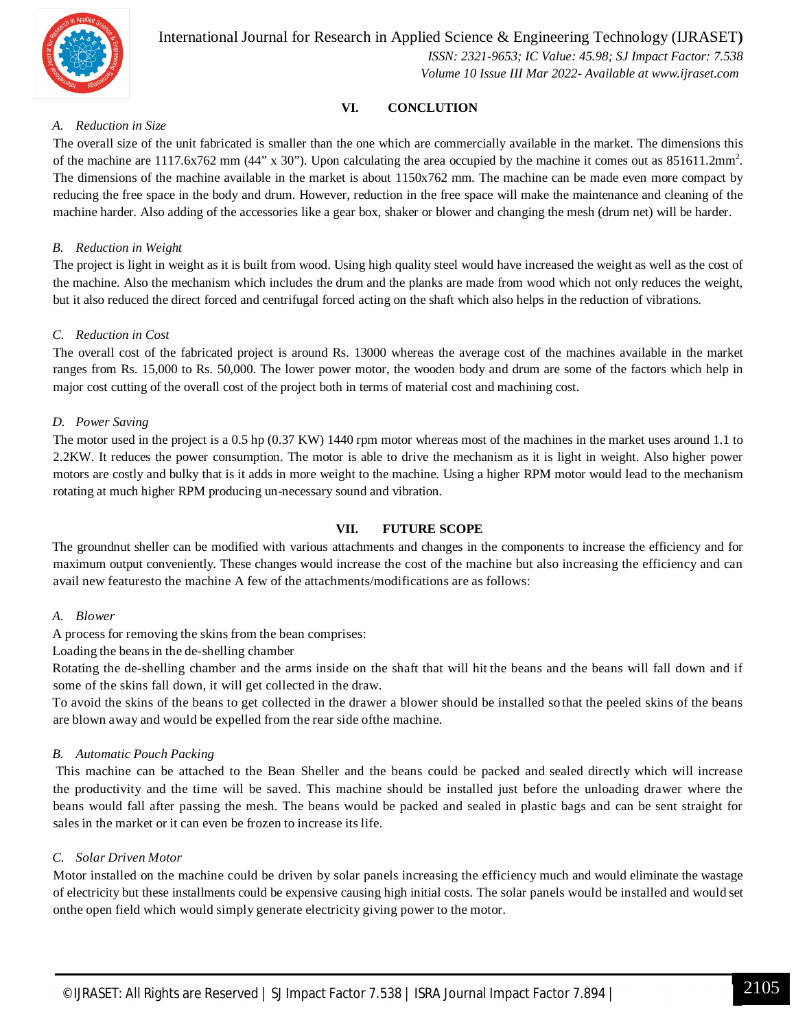## VI. CONCLUTION

### *A. Reduction in Size*

The overall size of the unit fabricated is smaller than the one which are commercially available in the market. The dimensions this of the machine are 1117.6x762 mm (44" x 30"). Upon calculating the area occupied by the machine it comes out as 851611.2mm$^2$. The dimensions of the machine available in the market is about 1150x762 mm. The machine can be made even more compact by reducing the free space in the body and drum. However, reduction in the free space will make the maintenance and cleaning of the machine harder. Also adding of the accessories like a gear box, shaker or blower and changing the mesh (drum net) will be harder.

### *B. Reduction in Weight*

The project is light in weight as it is built from wood. Using high quality steel would have increased the weight as well as the cost of the machine. Also the mechanism which includes the drum and the planks are made from wood which not only reduces the weight, but it also reduced the direct forced and centrifugal forced acting on the shaft which also helps in the reduction of vibrations.

### *C. Reduction in Cost*

The overall cost of the fabricated project is around Rs. 13000 whereas the average cost of the machines available in the market ranges from Rs. 15,000 to Rs. 50,000. The lower power motor, the wooden body and drum are some of the factors which help in major cost cutting of the overall cost of the project both in terms of material cost and machining cost.

### *D. Power Saving*

The motor used in the project is a 0.5 hp (0.37 KW) 1440 rpm motor whereas most of the machines in the market uses around 1.1 to 2.2KW. It reduces the power consumption. The motor is able to drive the mechanism as it is light in weight. Also higher power motors are costly and bulky that is it adds in more weight to the machine. Using a higher RPM motor would lead to the mechanism rotating at much higher RPM producing un-necessary sound and vibration.

## VII. FUTURE SCOPE

The groundnut sheller can be modified with various attachments and changes in the components to increase the efficiency and for maximum output conveniently. These changes would increase the cost of the machine but also increasing the efficiency and can avail new featuresto the machine A few of the attachments/modifications are as follows:

### *A. Blower*

A process for removing the skins from the bean comprises:

Loading the beans in the de-shelling chamber

Rotating the de-shelling chamber and the arms inside on the shaft that will hit the beans and the beans will fall down and if some of the skins fall down, it will get collected in the draw.

To avoid the skins of the beans to get collected in the drawer a blower should be installed so that the peeled skins of the beans are blown away and would be expelled from the rear side ofthe machine.

### *B. Automatic Pouch Packing*

This machine can be attached to the Bean Sheller and the beans could be packed and sealed directly which will increase the productivity and the time will be saved. This machine should be installed just before the unloading drawer where the beans would fall after passing the mesh. The beans would be packed and sealed in plastic bags and can be sent straight for sales in the market or it can even be frozen to increase its life.

### *C. Solar Driven Motor*

Motor installed on the machine could be driven by solar panels increasing the efficiency much and would eliminate the wastage of electricity but these installments could be expensive causing high initial costs. The solar panels would be installed and would set onthe open field which would simply generate electricity giving power to the motor.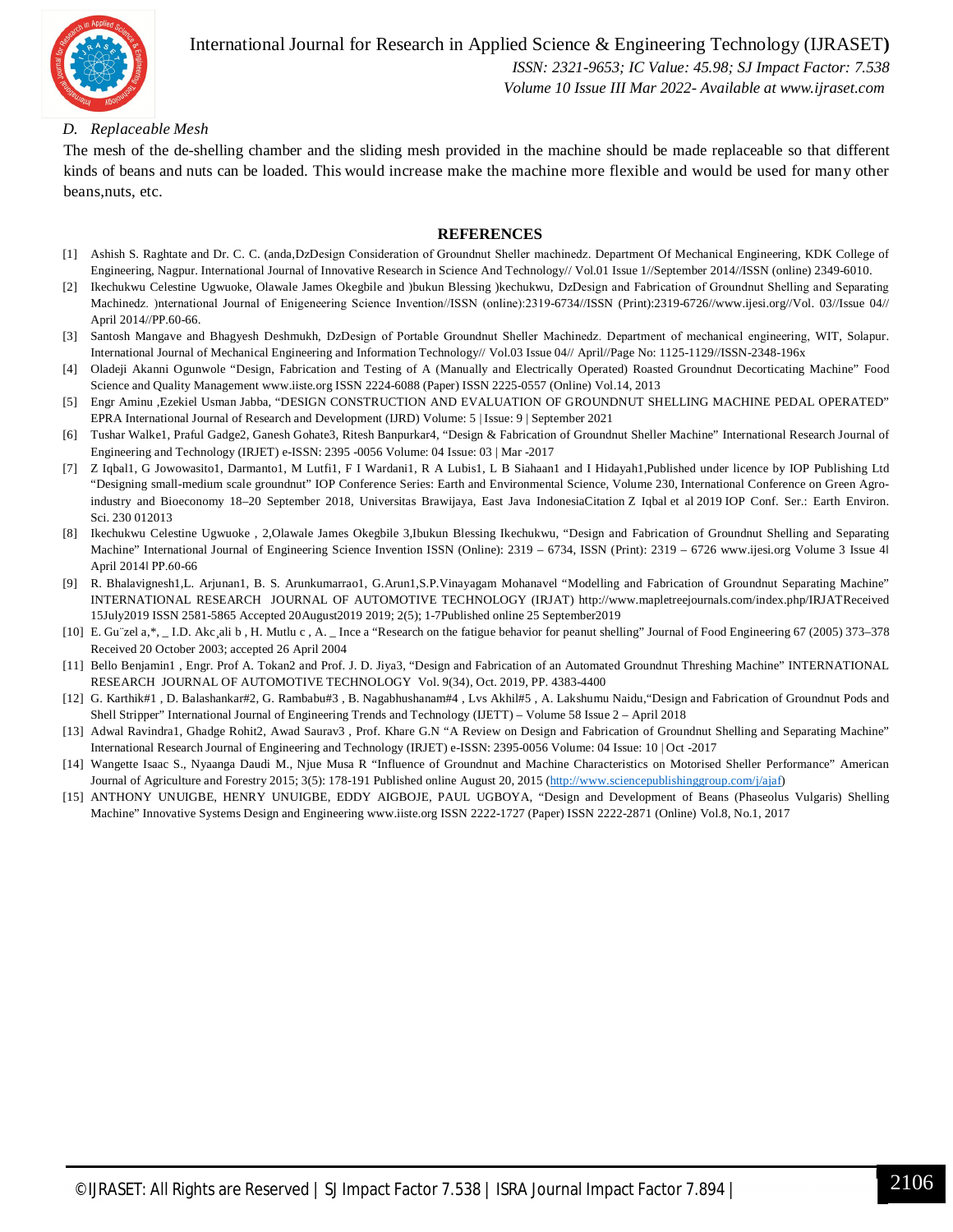### D. *Replaceable Mesh*

The mesh of the de-shelling chamber and the sliding mesh provided in the machine should be made replaceable so that different kinds of beans and nuts can be loaded. This would increase make the machine more flexible and would be used for many other beans,nuts, etc.

## REFERENCES

[1] Ashish S. Raghtate and Dr. C. C. (anda,DzDesign Consideration of Groundnut Sheller machinedz. Department Of Mechanical Engineering, KDK College of Engineering, Nagpur. International Journal of Innovative Research in Science And Technology// Vol.01 Issue 1//September 2014//ISSN (online) 2349-6010.

[2] Ikechukwu Celestine Ugwuoke, Olawale James Okegbile and )bukun Blessing )kechukwu, DzDesign and Fabrication of Groundnut Shelling and Separating Machinedz. )nternational Journal of Enigeneering Science Invention//ISSN (online):2319-6734//ISSN (Print):2319-6726//www.ijesi.org//Vol. 03//Issue 04// April 2014//PP.60-66.

[3] Santosh Mangave and Bhagyesh Deshmukh, DzDesign of Portable Groundnut Sheller Machinedz. Department of mechanical engineering, WIT, Solapur. International Journal of Mechanical Engineering and Information Technology// Vol.03 Issue 04// April//Page No: 1125-1129//ISSN-2348-196x

[4] Oladeji Akanni Ogunwole "Design, Fabrication and Testing of A (Manually and Electrically Operated) Roasted Groundnut Decorticating Machine" Food Science and Quality Management www.iiste.org ISSN 2224-6088 (Paper) ISSN 2225-0557 (Online) Vol.14, 2013

[5] Engr Aminu ,Ezekiel Usman Jabba, "DESIGN CONSTRUCTION AND EVALUATION OF GROUNDNUT SHELLING MACHINE PEDAL OPERATED" EPRA International Journal of Research and Development (IJRD) Volume: 5 | Issue: 9 | September 2021

[6] Tushar Walke1, Praful Gadge2, Ganesh Gohate3, Ritesh Banpurkar4, "Design & Fabrication of Groundnut Sheller Machine" International Research Journal of Engineering and Technology (IRJET) e-ISSN: 2395 -0056 Volume: 04 Issue: 03 | Mar -2017

[7] Z Iqbal1, G Jowowasito1, Darmanto1, M Lutfi1, F I Wardani1, R A Lubis1, L B Siahaan1 and I Hidayah1,Published under licence by IOP Publishing Ltd "Designing small-medium scale groundnut" IOP Conference Series: Earth and Environmental Science, Volume 230, International Conference on Green Agro-industry and Bioeconomy 18–20 September 2018, Universitas Brawijaya, East Java IndonesiaCitation Z Iqbal et al 2019 IOP Conf. Ser.: Earth Environ. Sci. 230 012013

[8] Ikechukwu Celestine Ugwuoke , 2,Olawale James Okegbile 3,Ibukun Blessing Ikechukwu, "Design and Fabrication of Groundnut Shelling and Separating Machine" International Journal of Engineering Science Invention ISSN (Online): 2319 – 6734, ISSN (Print): 2319 – 6726 www.ijesi.org Volume 3 Issue 4ǁ April 2014ǁ PP.60-66

[9] R. Bhalavignesh1,L. Arjunan1, B. S. Arunkumarrao1, G.Arun1,S.P.Vinayagam Mohanavel "Modelling and Fabrication of Groundnut Separating Machine" INTERNATIONAL RESEARCH JOURNAL OF AUTOMOTIVE TECHNOLOGY (IRJAT) http://www.mapletreejournals.com/index.php/IRJATReceived 15July2019 ISSN 2581-5865 Accepted 20August2019 2019; 2(5); 1-7Published online 25 September2019

[10] E. Gu¨zel a,*, _ I.D. Akc¸ali b , H. Mutlu c , A. _ Ince a "Research on the fatigue behavior for peanut shelling" Journal of Food Engineering 67 (2005) 373–378 Received 20 October 2003; accepted 26 April 2004

[11] Bello Benjamin1 , Engr. Prof A. Tokan2 and Prof. J. D. Jiya3, "Design and Fabrication of an Automated Groundnut Threshing Machine" INTERNATIONAL RESEARCH JOURNAL OF AUTOMOTIVE TECHNOLOGY Vol. 9(34), Oct. 2019, PP. 4383-4400

[12] G. Karthik#1 , D. Balashankar#2, G. Rambabu#3 , B. Nagabhushanam#4 , Lvs Akhil#5 , A. Lakshumu Naidu,"Design and Fabrication of Groundnut Pods and Shell Stripper" International Journal of Engineering Trends and Technology (IJETT) – Volume 58 Issue 2 – April 2018

[13] Adwal Ravindra1, Ghadge Rohit2, Awad Saurav3 , Prof. Khare G.N "A Review on Design and Fabrication of Groundnut Shelling and Separating Machine" International Research Journal of Engineering and Technology (IRJET) e-ISSN: 2395-0056 Volume: 04 Issue: 10 | Oct -2017

[14] Wangette Isaac S., Nyaanga Daudi M., Njue Musa R "Influence of Groundnut and Machine Characteristics on Motorised Sheller Performance" American Journal of Agriculture and Forestry 2015; 3(5): 178-191 Published online August 20, 2015 (http://www.sciencepublishinggroup.com/j/ajaf)

[15] ANTHONY UNUIGBE, HENRY UNUIGBE, EDDY AIGBOJE, PAUL UGBOYA, "Design and Development of Beans (Phaseolus Vulgaris) Shelling Machine" Innovative Systems Design and Engineering www.iiste.org ISSN 2222-1727 (Paper) ISSN 2222-2871 (Online) Vol.8, No.1, 2017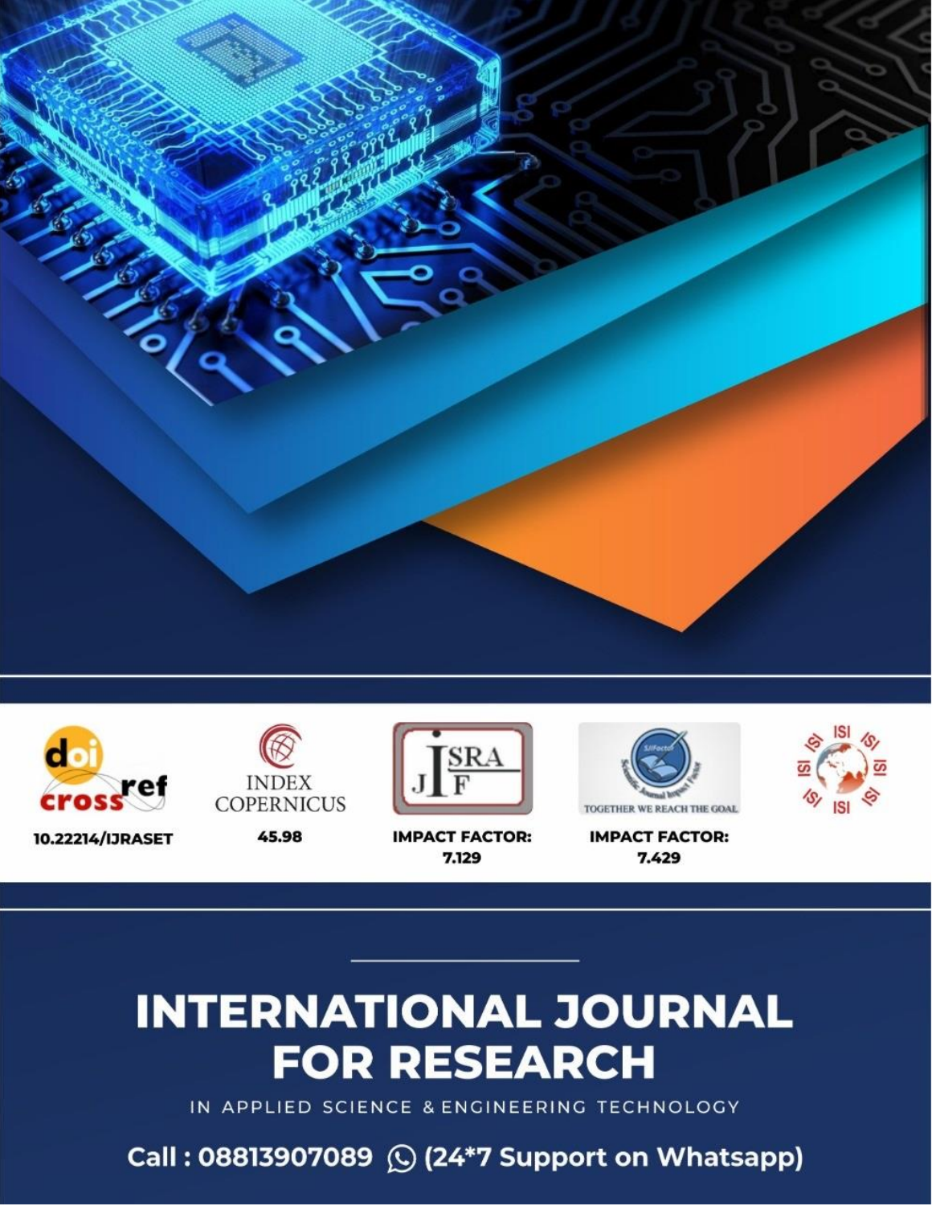10.22214/IJRASET

INDEX COPERNICUS

45.98

IMPACT FACTOR: 7.129

IMPACT FACTOR: 7.429

TOGETHER WE REACH THE GOAL

# INTERNATIONAL JOURNAL FOR RESEARCH

IN APPLIED SCIENCE & ENGINEERING TECHNOLOGY

Call : 08813907089 (24*7 Support on Whatsapp)